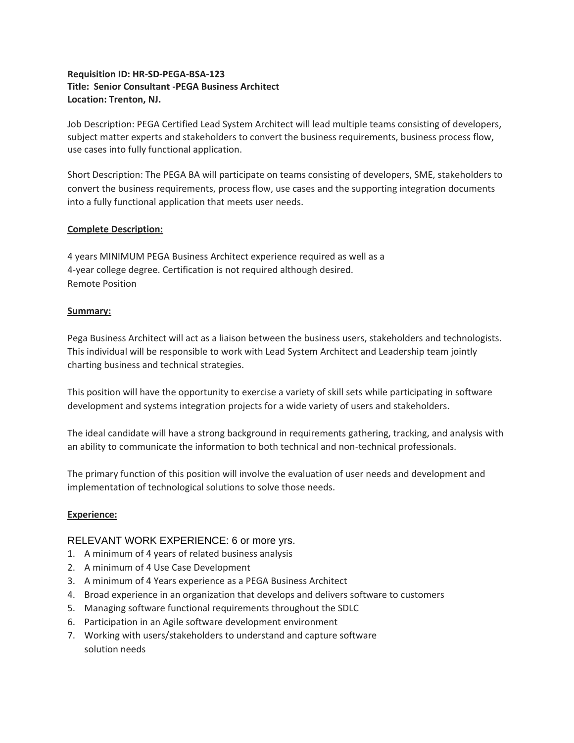**Requisition ID: HR-SD-PEGA-BSA-123**
**Title: Senior Consultant -PEGA Business Architect**
**Location: Trenton, NJ.**

Job Description: PEGA Certified Lead System Architect will lead multiple teams consisting of developers, subject matter experts and stakeholders to convert the business requirements, business process flow, use cases into fully functional application.

Short Description: The PEGA BA will participate on teams consisting of developers, SME, stakeholders to convert the business requirements, process flow, use cases and the supporting integration documents into a fully functional application that meets user needs.

**Complete Description:**

4 years MINIMUM PEGA Business Architect experience required as well as a
4-year college degree. Certification is not required although desired.
Remote Position

**Summary:**

Pega Business Architect will act as a liaison between the business users, stakeholders and technologists. This individual will be responsible to work with Lead System Architect and Leadership team jointly charting business and technical strategies.

This position will have the opportunity to exercise a variety of skill sets while participating in software development and systems integration projects for a wide variety of users and stakeholders.

The ideal candidate will have a strong background in requirements gathering, tracking, and analysis with an ability to communicate the information to both technical and non-technical professionals.

The primary function of this position will involve the evaluation of user needs and development and implementation of technological solutions to solve those needs.

**Experience:**

RELEVANT WORK EXPERIENCE: 6 or more yrs.

1. A minimum of 4 years of related business analysis
2. A minimum of 4 Use Case Development
3. A minimum of 4 Years experience as a PEGA Business Architect
4. Broad experience in an organization that develops and delivers software to customers
5. Managing software functional requirements throughout the SDLC
6. Participation in an Agile software development environment
7. Working with users/stakeholders to understand and capture software solution needs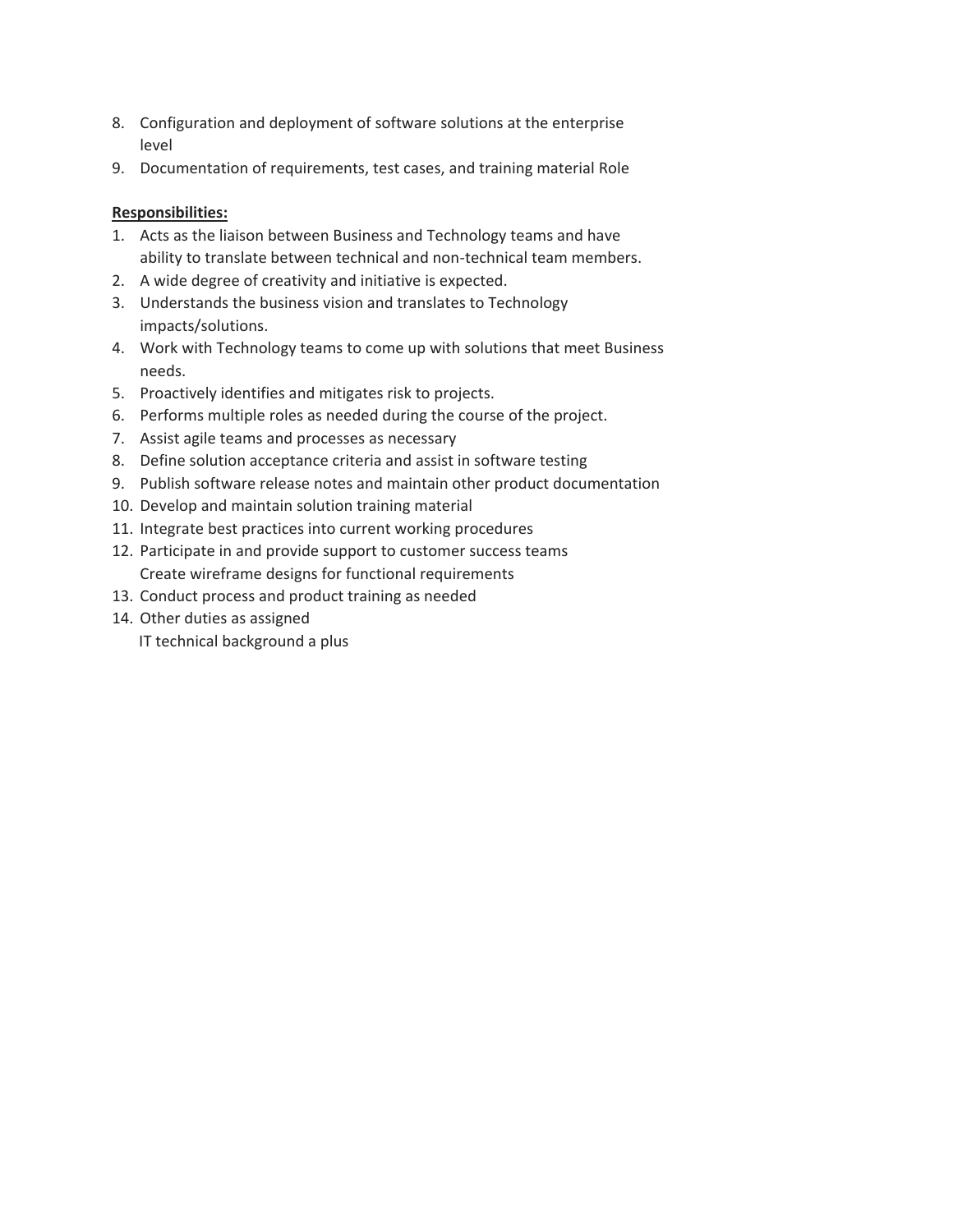8. Configuration and deployment of software solutions at the enterprise level
9. Documentation of requirements, test cases, and training material Role

**Responsibilities:**

1. Acts as the liaison between Business and Technology teams and have ability to translate between technical and non-technical team members.
2. A wide degree of creativity and initiative is expected.
3. Understands the business vision and translates to Technology impacts/solutions.
4. Work with Technology teams to come up with solutions that meet Business needs.
5. Proactively identifies and mitigates risk to projects.
6. Performs multiple roles as needed during the course of the project.
7. Assist agile teams and processes as necessary
8. Define solution acceptance criteria and assist in software testing
9. Publish software release notes and maintain other product documentation
10. Develop and maintain solution training material
11. Integrate best practices into current working procedures
12. Participate in and provide support to customer success teams
    Create wireframe designs for functional requirements
13. Conduct process and product training as needed
14. Other duties as assigned
    IT technical background a plus